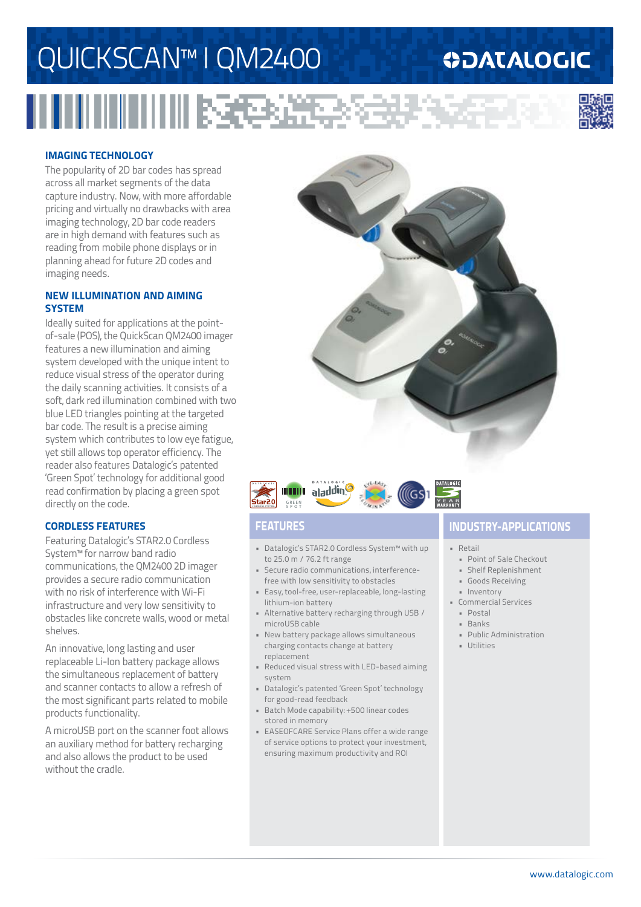# QUICKSCAN™ I QM2400

DATALOGIC

### IMAGING TECHNOLOGY

The popularity of 2D bar codes has spread across all market segments of the data capture industry. Now, with more affordable pricing and virtually no drawbacks with area imaging technology, 2D bar code readers are in high demand with features such as reading from mobile phone displays or in planning ahead for future 2D codes and imaging needs.

### NEW ILLUMINATION AND AIMING SYSTEM

Ideally suited for applications at the point-of-sale (POS), the QuickScan QM2400 imager features a new illumination and aiming system developed with the unique intent to reduce visual stress of the operator during the daily scanning activities. It consists of a soft, dark red illumination combined with two blue LED triangles pointing at the targeted bar code. The result is a precise aiming system which contributes to low eye fatigue, yet still allows top operator efficiency. The reader also features Datalogic's patented 'Green Spot' technology for additional good read confirmation by placing a green spot directly on the code.

### CORDLESS FEATURES

Featuring Datalogic's STAR2.0 Cordless System™ for narrow band radio communications, the QM2400 2D imager provides a secure radio communication with no risk of interference with Wi-Fi infrastructure and very low sensitivity to obstacles like concrete walls, wood or metal shelves.

An innovative, long lasting and user replaceable Li-Ion battery package allows the simultaneous replacement of battery and scanner contacts to allow a refresh of the most significant parts related to mobile products functionality.

A microUSB port on the scanner foot allows an auxiliary method for battery recharging and also allows the product to be used without the cradle.

## FEATURES

- Datalogic's STAR2.0 Cordless System™ with up to 25.0 m / 76.2 ft range
- Secure radio communications, interference-free with low sensitivity to obstacles
- Easy, tool-free, user-replaceable, long-lasting lithium-ion battery
- Alternative battery recharging through USB / microUSB cable
- New battery package allows simultaneous charging contacts change at battery replacement
- Reduced visual stress with LED-based aiming system
- Datalogic's patented 'Green Spot' technology for good-read feedback
- Batch Mode capability: +500 linear codes stored in memory
- EASEOFCARE Service Plans offer a wide range of service options to protect your investment, ensuring maximum productivity and ROI

## INDUSTRY-APPLICATIONS

- Retail
  - Point of Sale Checkout
  - Shelf Replenishment
  - Goods Receiving
  - Inventory
- Commercial Services
  - Postal
  - Banks
  - Public Administration
  - Utilities

www.datalogic.com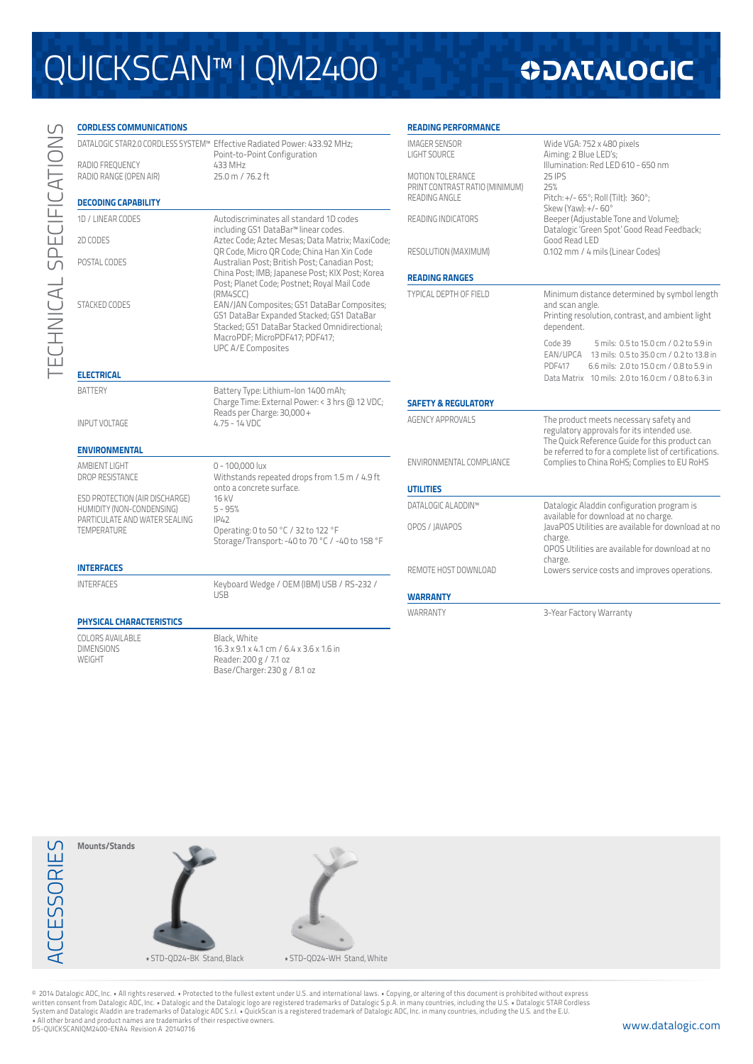# QUICKSCAN™ I QM2400

DATALOGIC

## TECHNICAL SPECIFICATIONS

### CORDLESS COMMUNICATIONS

| | |
|---|---|
| DATALOGIC STAR2.0 CORDLESS SYSTEM™ | Effective Radiated Power: 433.92 MHz; Point-to-Point Configuration |
| RADIO FREQUENCY | 433 MHz |
| RADIO RANGE (OPEN AIR) | 25.0 m / 76.2 ft |

### DECODING CAPABILITY

| | |
|---|---|
| 1D / LINEAR CODES | Autodiscriminates all standard 1D codes including GS1 DataBar™ linear codes. |
| 2D CODES | Aztec Code; Aztec Mesas; Data Matrix; MaxiCode; QR Code, Micro QR Code; China Han Xin Code |
| POSTAL CODES | Australian Post; British Post; Canadian Post; China Post; IMB; Japanese Post; KIX Post; Korea Post; Planet Code; Postnet; Royal Mail Code (RM4SCC) |
| STACKED CODES | EAN/JAN Composites; GS1 DataBar Composites; GS1 DataBar Expanded Stacked; GS1 DataBar Stacked; GS1 DataBar Stacked Omnidirectional; MacroPDF; MicroPDF417; PDF417; UPC A/E Composites |

### ELECTRICAL

| | |
|---|---|
| BATTERY | Battery Type: Lithium-Ion 1400 mAh; Charge Time: External Power: < 3 hrs @ 12 VDC; Reads per Charge: 30,000 + |
| INPUT VOLTAGE | 4.75 - 14 VDC |

### ENVIRONMENTAL

| | |
|---|---|
| AMBIENT LIGHT | 0 - 100,000 lux |
| DROP RESISTANCE | Withstands repeated drops from 1.5 m / 4.9 ft onto a concrete surface. |
| ESD PROTECTION (AIR DISCHARGE) | 16 kV |
| HUMIDITY (NON-CONDENSING) | 5 - 95% |
| PARTICULATE AND WATER SEALING | IP42 |
| TEMPERATURE | Operating: 0 to 50 °C / 32 to 122 °F<br>Storage/Transport: -40 to 70 °C / -40 to 158 °F |

### INTERFACES

| | |
|---|---|
| INTERFACES | Keyboard Wedge / OEM (IBM) USB / RS-232 / USB |

### PHYSICAL CHARACTERISTICS

| | |
|---|---|
| COLORS AVAILABLE | Black, White |
| DIMENSIONS | 16.3 x 9.1 x 4.1 cm / 6.4 x 3.6 x 1.6 in |
| WEIGHT | Reader: 200 g / 7.1 oz<br>Base/Charger: 230 g / 8.1 oz |

### READING PERFORMANCE

| | |
|---|---|
| IMAGER SENSOR | Wide VGA: 752 x 480 pixels |
| LIGHT SOURCE | Aiming: 2 Blue LED's; Illumination: Red LED 610 - 650 nm |
| MOTION TOLERANCE | 25 IPS |
| PRINT CONTRAST RATIO (MINIMUM) | 25% |
| READING ANGLE | Pitch: +/- 65°; Roll (Tilt): 360°; Skew (Yaw): +/- 60° |
| READING INDICATORS | Beeper (Adjustable Tone and Volume); Datalogic 'Green Spot' Good Read Feedback; Good Read LED |
| RESOLUTION (MAXIMUM) | 0.102 mm / 4 mils (Linear Codes) |

### READING RANGES

TYPICAL DEPTH OF FIELD: Minimum distance determined by symbol length and scan angle. Printing resolution, contrast, and ambient light dependent.

| | | |
|---|---|---|
| Code 39 | 5 mils: | 0.5 to 15.0 cm / 0.2 to 5.9 in |
| EAN/UPCA | 13 mils: | 0.5 to 35.0 cm / 0.2 to 13.8 in |
| PDF417 | 6.6 mils: | 2.0 to 15.0 cm / 0.8 to 5.9 in |
| Data Matrix | 10 mils: | 2.0 to 16.0 cm / 0.8 to 6.3 in |

### SAFETY & REGULATORY

| | |
|---|---|
| AGENCY APPROVALS | The product meets necessary safety and regulatory approvals for its intended use. The Quick Reference Guide for this product can be referred to for a complete list of certifications. |
| ENVIRONMENTAL COMPLIANCE | Complies to China RoHS; Complies to EU RoHS |

### UTILITIES

| | |
|---|---|
| DATALOGIC ALADDIN™ | Datalogic Aladdin configuration program is available for download at no charge. |
| OPOS / JAVAPOS | JavaPOS Utilities are available for download at no charge.<br>OPOS Utilities are available for download at no charge. |
| REMOTE HOST DOWNLOAD | Lowers service costs and improves operations. |

### WARRANTY

| | |
|---|---|
| WARRANTY | 3-Year Factory Warranty |

## ACCESSORIES

**Mounts/Stands**

- STD-QD24-BK Stand, Black
- STD-QD24-WH Stand, White

© 2014 Datalogic ADC, Inc. • All rights reserved. • Protected to the fullest extent under U.S. and international laws. • Copying, or altering of this document is prohibited without express written consent from Datalogic ADC, Inc. • Datalogic and the Datalogic logo are registered trademarks of Datalogic S.p.A. in many countries, including the U.S. • Datalogic STAR Cordless System and Datalogic Aladdin are trademarks of Datalogic ADC S.r.l. • QuickScan is a registered trademark of Datalogic ADC, Inc. in many countries, including the U.S. and the E.U.
• All other brand and product names are trademarks of their respective owners.
DS-QUICKSCANIQM2400-ENA4 Revision A 20140716

www.datalogic.com